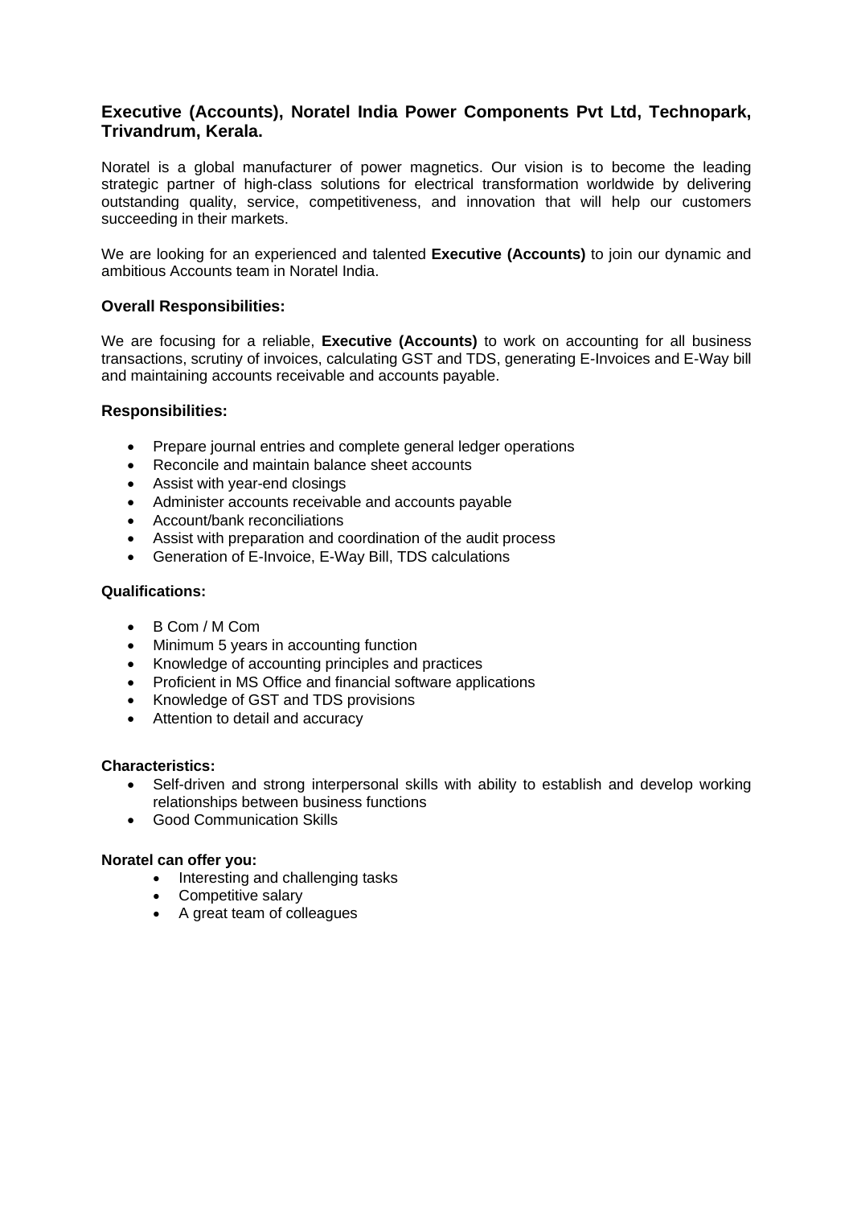## Executive (Accounts), Noratel India Power Components Pvt Ltd, Technopark, Trivandrum, Kerala.

Noratel is a global manufacturer of power magnetics. Our vision is to become the leading strategic partner of high-class solutions for electrical transformation worldwide by delivering outstanding quality, service, competitiveness, and innovation that will help our customers succeeding in their markets.

We are looking for an experienced and talented **Executive (Accounts)** to join our dynamic and ambitious Accounts team in Noratel India.

### Overall Responsibilities:

We are focusing for a reliable, **Executive (Accounts)** to work on accounting for all business transactions, scrutiny of invoices, calculating GST and TDS, generating E-Invoices and E-Way bill and maintaining accounts receivable and accounts payable.

### Responsibilities:

- Prepare journal entries and complete general ledger operations
- Reconcile and maintain balance sheet accounts
- Assist with year-end closings
- Administer accounts receivable and accounts payable
- Account/bank reconciliations
- Assist with preparation and coordination of the audit process
- Generation of E-Invoice, E-Way Bill, TDS calculations

### Qualifications:

- B Com / M Com
- Minimum 5 years in accounting function
- Knowledge of accounting principles and practices
- Proficient in MS Office and financial software applications
- Knowledge of GST and TDS provisions
- Attention to detail and accuracy

### Characteristics:

- Self-driven and strong interpersonal skills with ability to establish and develop working relationships between business functions
- Good Communication Skills

### Noratel can offer you:

- Interesting and challenging tasks
- Competitive salary
- A great team of colleagues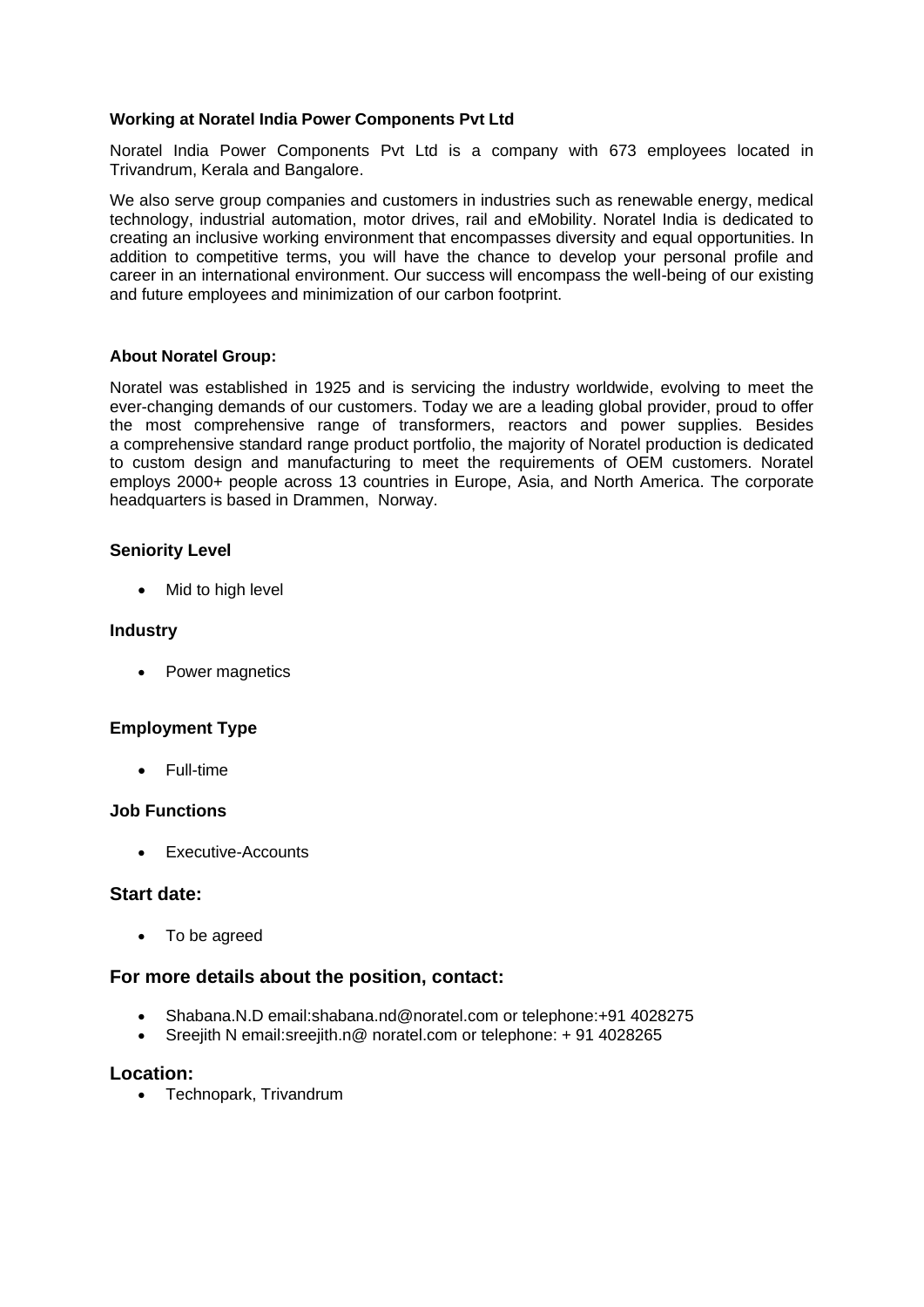**Working at Noratel India Power Components Pvt Ltd**

Noratel India Power Components Pvt Ltd is a company with 673 employees located in Trivandrum, Kerala and Bangalore.

We also serve group companies and customers in industries such as renewable energy, medical technology, industrial automation, motor drives, rail and eMobility. Noratel India is dedicated to creating an inclusive working environment that encompasses diversity and equal opportunities. In addition to competitive terms, you will have the chance to develop your personal profile and career in an international environment. Our success will encompass the well-being of our existing and future employees and minimization of our carbon footprint.

**About Noratel Group:**

Noratel was established in 1925 and is servicing the industry worldwide, evolving to meet the ever-changing demands of our customers. Today we are a leading global provider, proud to offer the most comprehensive range of transformers, reactors and power supplies. Besides a comprehensive standard range product portfolio, the majority of Noratel production is dedicated to custom design and manufacturing to meet the requirements of OEM customers. Noratel employs 2000+ people across 13 countries in Europe, Asia, and North America. The corporate headquarters is based in Drammen, Norway.

### Seniority Level

- Mid to high level

### Industry

- Power magnetics

### Employment Type

- Full-time

### Job Functions

- Executive-Accounts

## Start date:

- To be agreed

## For more details about the position, contact:

- Shabana.N.D email:shabana.nd@noratel.com or telephone:+91 4028275
- Sreejith N email:sreejith.n@ noratel.com or telephone: + 91 4028265

## Location:

- Technopark, Trivandrum